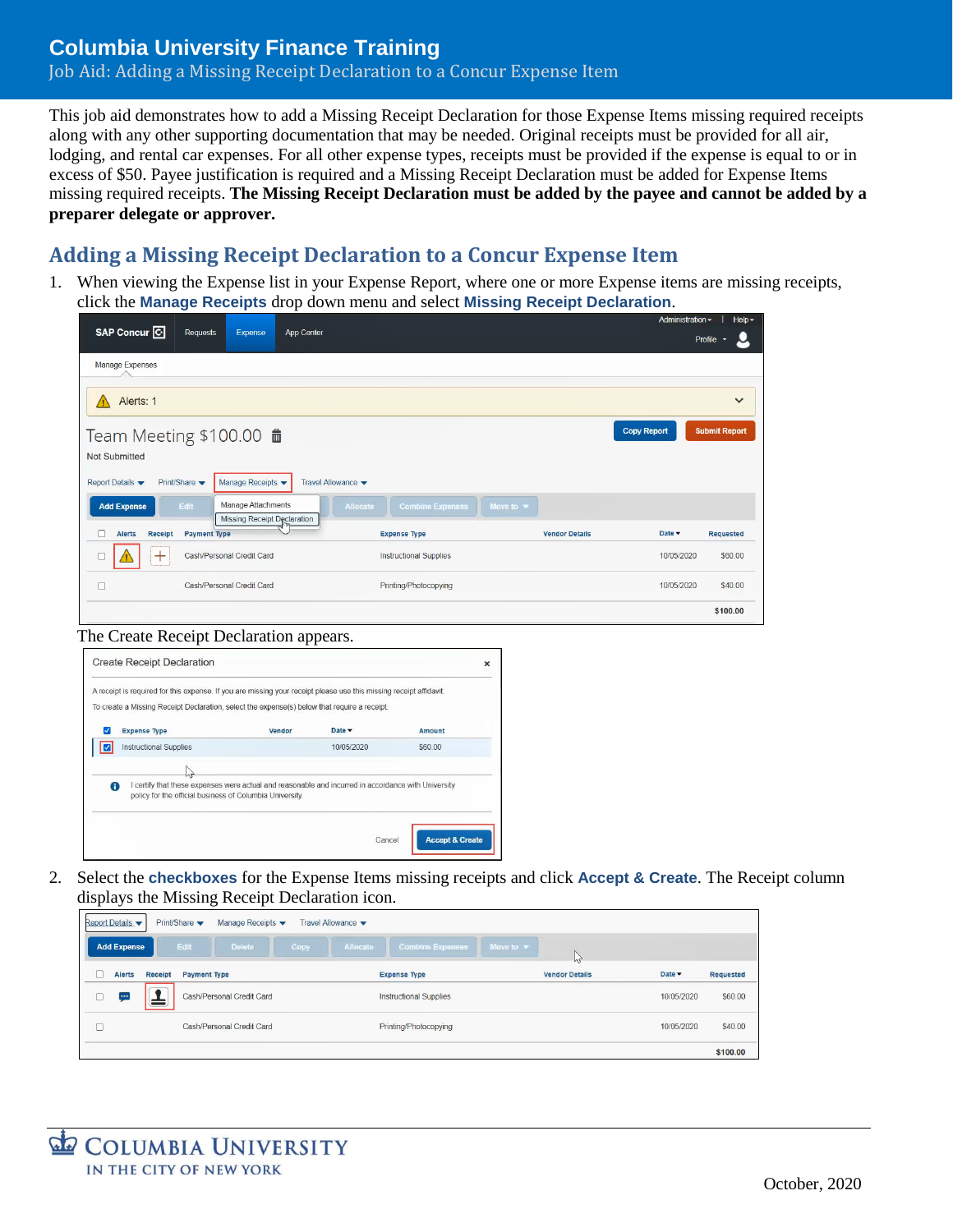# Columbia University Finance Training

Job Aid: Adding a Missing Receipt Declaration to a Concur Expense Item

This job aid demonstrates how to add a Missing Receipt Declaration for those Expense Items missing required receipts along with any other supporting documentation that may be needed. Original receipts must be provided for all air, lodging, and rental car expenses. For all other expense types, receipts must be provided if the expense is equal to or in excess of $50. Payee justification is required and a Missing Receipt Declaration must be added for Expense Items missing required receipts. **The Missing Receipt Declaration must be added by the payee and cannot be added by a preparer delegate or approver.**

## Adding a Missing Receipt Declaration to a Concur Expense Item

1. When viewing the Expense list in your Expense Report, where one or more Expense items are missing receipts, click the **Manage Receipts** drop down menu and select **Missing Receipt Declaration**.

   The Create Receipt Declaration appears.

2. Select the **checkboxes** for the Expense Items missing receipts and click **Accept & Create**. The Receipt column displays the Missing Receipt Declaration icon.

October, 2020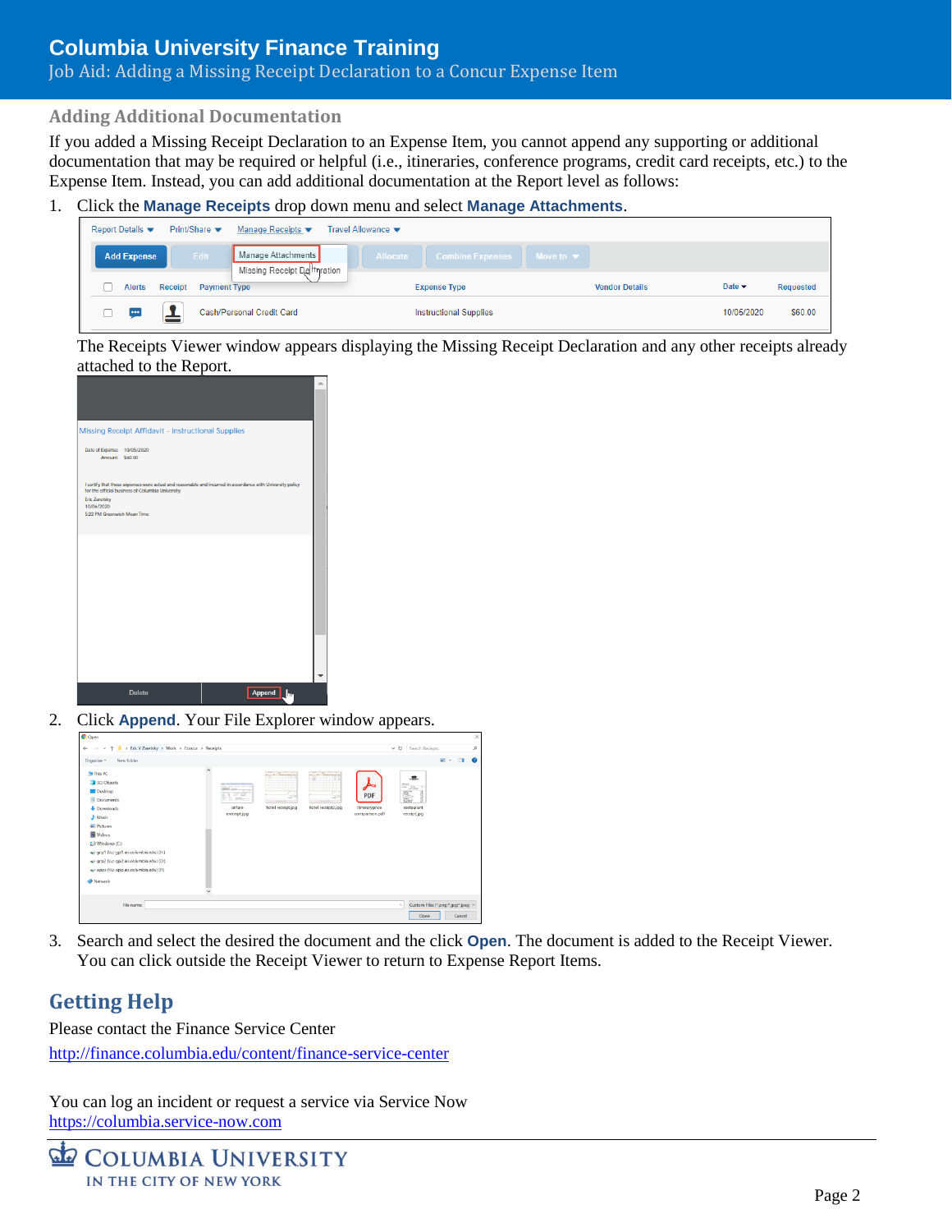## Adding Additional Documentation

If you added a Missing Receipt Declaration to an Expense Item, you cannot append any supporting or additional documentation that may be required or helpful (i.e., itineraries, conference programs, credit card receipts, etc.) to the Expense Item. Instead, you can add additional documentation at the Report level as follows:

1. Click the **Manage Receipts** drop down menu and select **Manage Attachments**.

   The Receipts Viewer window appears displaying the Missing Receipt Declaration and any other receipts already attached to the Report.

2. Click **Append**. Your File Explorer window appears.

3. Search and select the desired the document and the click **Open**. The document is added to the Receipt Viewer. You can click outside the Receipt Viewer to return to Expense Report Items.

## Getting Help

Please contact the Finance Service Center

http://finance.columbia.edu/content/finance-service-center

You can log an incident or request a service via Service Now
https://columbia.service-now.com